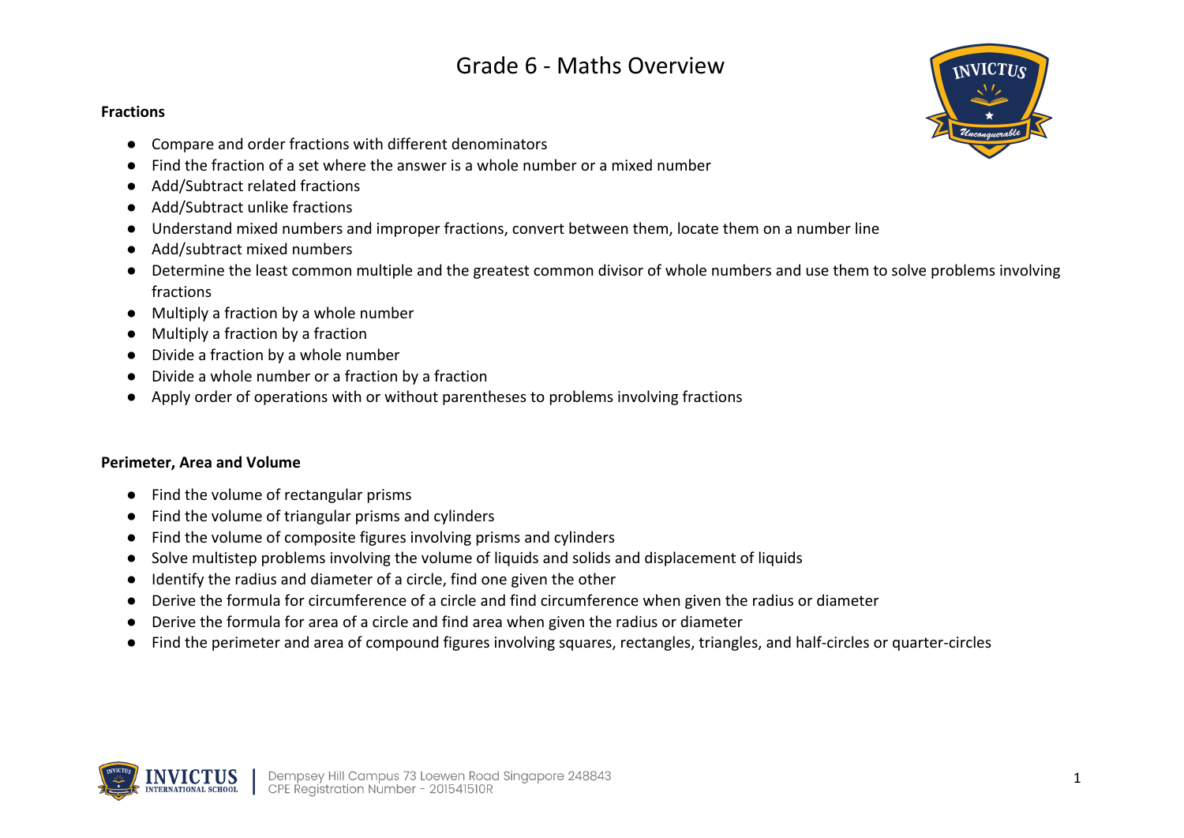# Grade 6 - Maths Overview

**Fractions**

- Compare and order fractions with different denominators
- Find the fraction of a set where the answer is a whole number or a mixed number
- Add/Subtract related fractions
- Add/Subtract unlike fractions
- Understand mixed numbers and improper fractions, convert between them, locate them on a number line
- Add/subtract mixed numbers
- Determine the least common multiple and the greatest common divisor of whole numbers and use them to solve problems involving fractions
- Multiply a fraction by a whole number
- Multiply a fraction by a fraction
- Divide a fraction by a whole number
- Divide a whole number or a fraction by a fraction
- Apply order of operations with or without parentheses to problems involving fractions

**Perimeter, Area and Volume**

- Find the volume of rectangular prisms
- Find the volume of triangular prisms and cylinders
- Find the volume of composite figures involving prisms and cylinders
- Solve multistep problems involving the volume of liquids and solids and displacement of liquids
- Identify the radius and diameter of a circle, find one given the other
- Derive the formula for circumference of a circle and find circumference when given the radius or diameter
- Derive the formula for area of a circle and find area when given the radius or diameter
- Find the perimeter and area of compound figures involving squares, rectangles, triangles, and half-circles or quarter-circles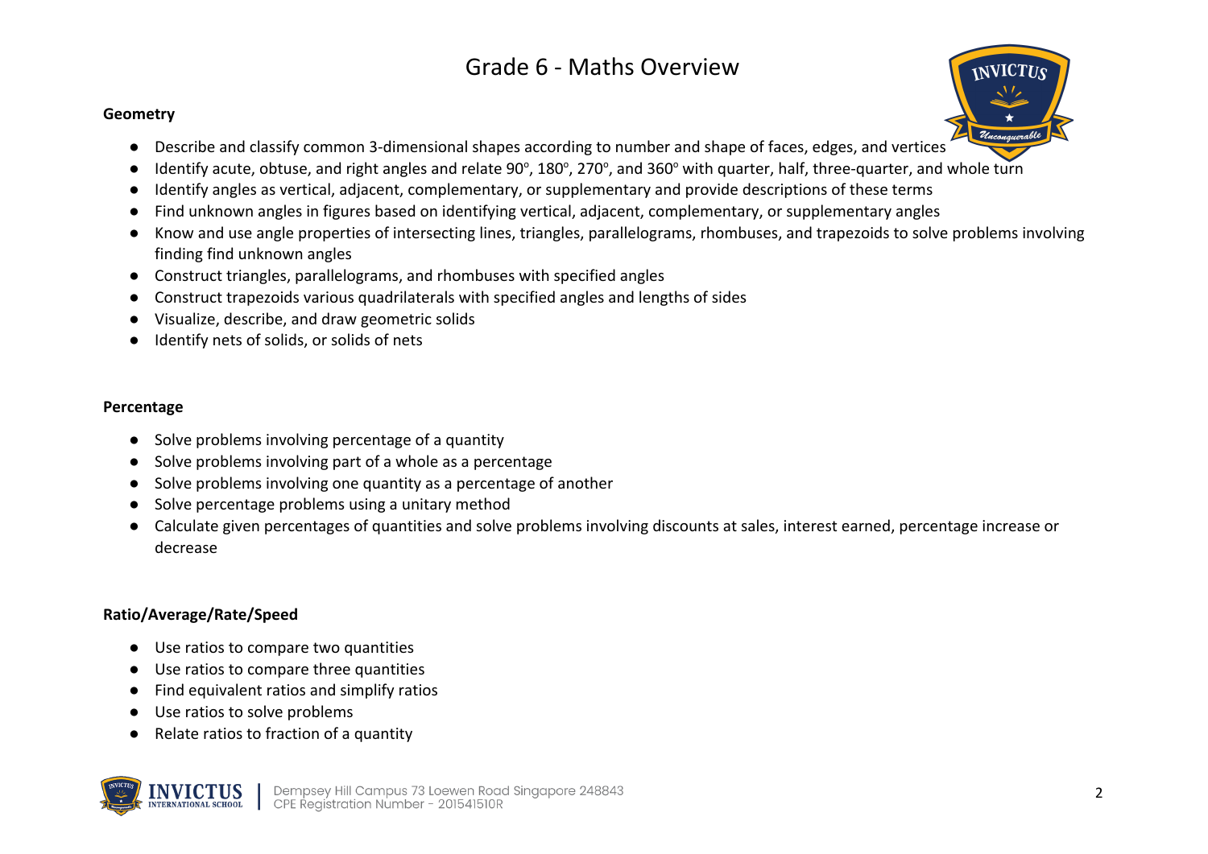# Grade 6 - Maths Overview

**Geometry**

- Describe and classify common 3-dimensional shapes according to number and shape of faces, edges, and vertices
- Identify acute, obtuse, and right angles and relate 90º, 180º, 270º, and 360º with quarter, half, three-quarter, and whole turn
- Identify angles as vertical, adjacent, complementary, or supplementary and provide descriptions of these terms
- Find unknown angles in figures based on identifying vertical, adjacent, complementary, or supplementary angles
- Know and use angle properties of intersecting lines, triangles, parallelograms, rhombuses, and trapezoids to solve problems involving finding find unknown angles
- Construct triangles, parallelograms, and rhombuses with specified angles
- Construct trapezoids various quadrilaterals with specified angles and lengths of sides
- Visualize, describe, and draw geometric solids
- Identify nets of solids, or solids of nets

**Percentage**

- Solve problems involving percentage of a quantity
- Solve problems involving part of a whole as a percentage
- Solve problems involving one quantity as a percentage of another
- Solve percentage problems using a unitary method
- Calculate given percentages of quantities and solve problems involving discounts at sales, interest earned, percentage increase or decrease

**Ratio/Average/Rate/Speed**

- Use ratios to compare two quantities
- Use ratios to compare three quantities
- Find equivalent ratios and simplify ratios
- Use ratios to solve problems
- Relate ratios to fraction of a quantity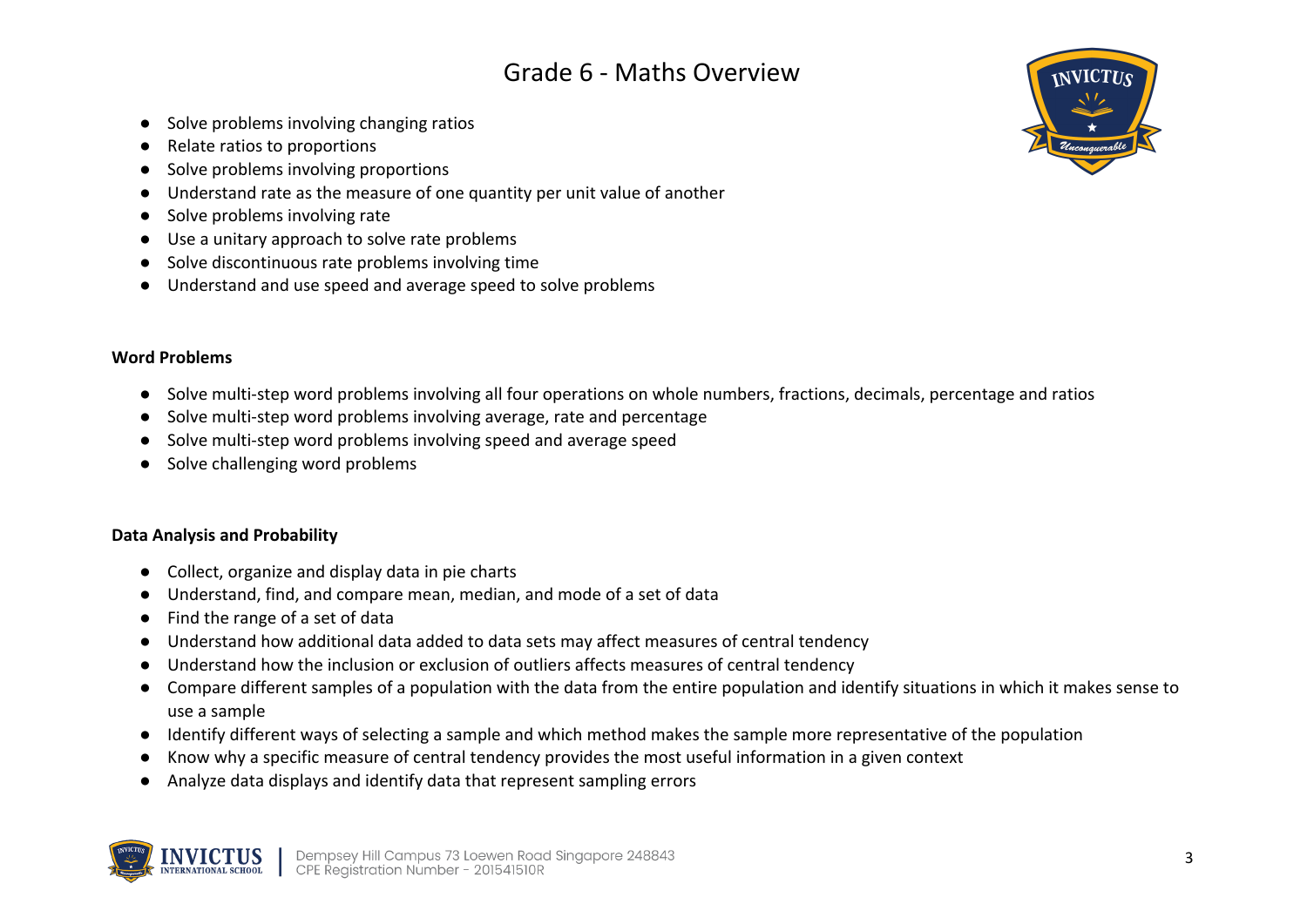# Grade 6 - Maths Overview

- Solve problems involving changing ratios
- Relate ratios to proportions
- Solve problems involving proportions
- Understand rate as the measure of one quantity per unit value of another
- Solve problems involving rate
- Use a unitary approach to solve rate problems
- Solve discontinuous rate problems involving time
- Understand and use speed and average speed to solve problems

**Word Problems**

- Solve multi-step word problems involving all four operations on whole numbers, fractions, decimals, percentage and ratios
- Solve multi-step word problems involving average, rate and percentage
- Solve multi-step word problems involving speed and average speed
- Solve challenging word problems

**Data Analysis and Probability**

- Collect, organize and display data in pie charts
- Understand, find, and compare mean, median, and mode of a set of data
- Find the range of a set of data
- Understand how additional data added to data sets may affect measures of central tendency
- Understand how the inclusion or exclusion of outliers affects measures of central tendency
- Compare different samples of a population with the data from the entire population and identify situations in which it makes sense to use a sample
- Identify different ways of selecting a sample and which method makes the sample more representative of the population
- Know why a specific measure of central tendency provides the most useful information in a given context
- Analyze data displays and identify data that represent sampling errors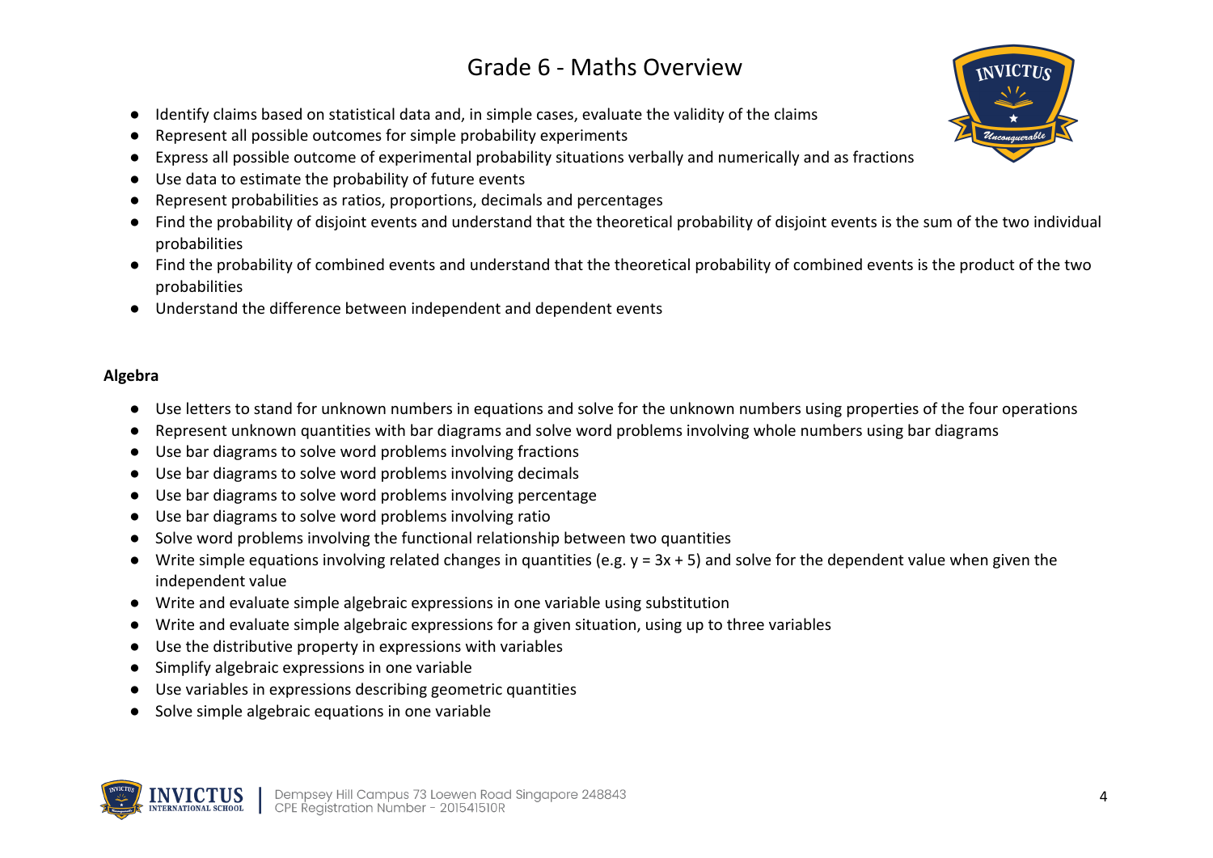# Grade 6 - Maths Overview

- Identify claims based on statistical data and, in simple cases, evaluate the validity of the claims
- Represent all possible outcomes for simple probability experiments
- Express all possible outcome of experimental probability situations verbally and numerically and as fractions
- Use data to estimate the probability of future events
- Represent probabilities as ratios, proportions, decimals and percentages
- Find the probability of disjoint events and understand that the theoretical probability of disjoint events is the sum of the two individual probabilities
- Find the probability of combined events and understand that the theoretical probability of combined events is the product of the two probabilities
- Understand the difference between independent and dependent events

**Algebra**

- Use letters to stand for unknown numbers in equations and solve for the unknown numbers using properties of the four operations
- Represent unknown quantities with bar diagrams and solve word problems involving whole numbers using bar diagrams
- Use bar diagrams to solve word problems involving fractions
- Use bar diagrams to solve word problems involving decimals
- Use bar diagrams to solve word problems involving percentage
- Use bar diagrams to solve word problems involving ratio
- Solve word problems involving the functional relationship between two quantities
- Write simple equations involving related changes in quantities (e.g. $y = 3x + 5$) and solve for the dependent value when given the independent value
- Write and evaluate simple algebraic expressions in one variable using substitution
- Write and evaluate simple algebraic expressions for a given situation, using up to three variables
- Use the distributive property in expressions with variables
- Simplify algebraic expressions in one variable
- Use variables in expressions describing geometric quantities
- Solve simple algebraic equations in one variable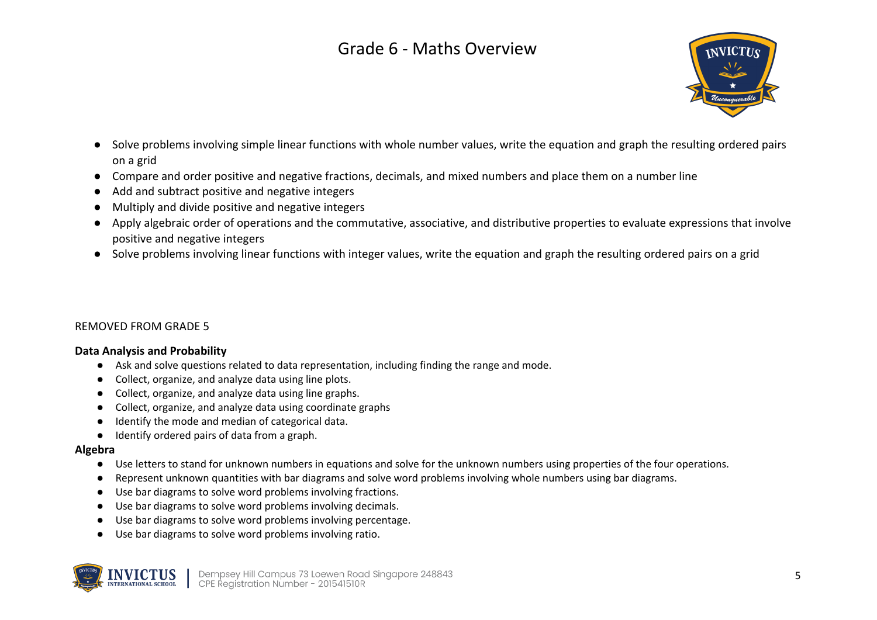# Grade 6 - Maths Overview

- Solve problems involving simple linear functions with whole number values, write the equation and graph the resulting ordered pairs on a grid
- Compare and order positive and negative fractions, decimals, and mixed numbers and place them on a number line
- Add and subtract positive and negative integers
- Multiply and divide positive and negative integers
- Apply algebraic order of operations and the commutative, associative, and distributive properties to evaluate expressions that involve positive and negative integers
- Solve problems involving linear functions with integer values, write the equation and graph the resulting ordered pairs on a grid

REMOVED FROM GRADE 5

**Data Analysis and Probability**

- Ask and solve questions related to data representation, including finding the range and mode.
- Collect, organize, and analyze data using line plots.
- Collect, organize, and analyze data using line graphs.
- Collect, organize, and analyze data using coordinate graphs
- Identify the mode and median of categorical data.
- Identify ordered pairs of data from a graph.

**Algebra**

- Use letters to stand for unknown numbers in equations and solve for the unknown numbers using properties of the four operations.
- Represent unknown quantities with bar diagrams and solve word problems involving whole numbers using bar diagrams.
- Use bar diagrams to solve word problems involving fractions.
- Use bar diagrams to solve word problems involving decimals.
- Use bar diagrams to solve word problems involving percentage.
- Use bar diagrams to solve word problems involving ratio.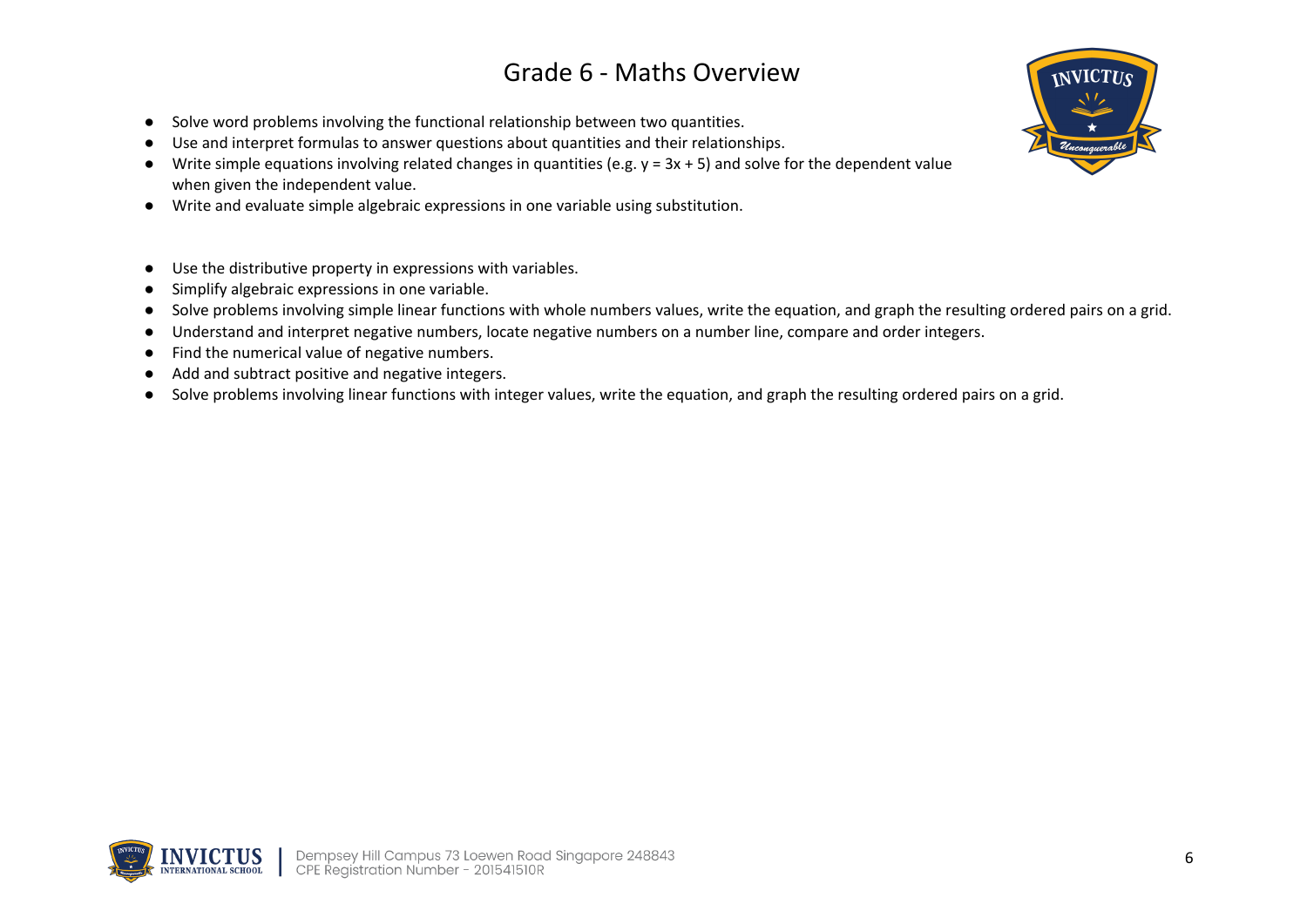# Grade 6 - Maths Overview

- Solve word problems involving the functional relationship between two quantities.
- Use and interpret formulas to answer questions about quantities and their relationships.
- Write simple equations involving related changes in quantities (e.g. $y = 3x + 5$) and solve for the dependent value when given the independent value.
- Write and evaluate simple algebraic expressions in one variable using substitution.

- Use the distributive property in expressions with variables.
- Simplify algebraic expressions in one variable.
- Solve problems involving simple linear functions with whole numbers values, write the equation, and graph the resulting ordered pairs on a grid.
- Understand and interpret negative numbers, locate negative numbers on a number line, compare and order integers.
- Find the numerical value of negative numbers.
- Add and subtract positive and negative integers.
- Solve problems involving linear functions with integer values, write the equation, and graph the resulting ordered pairs on a grid.